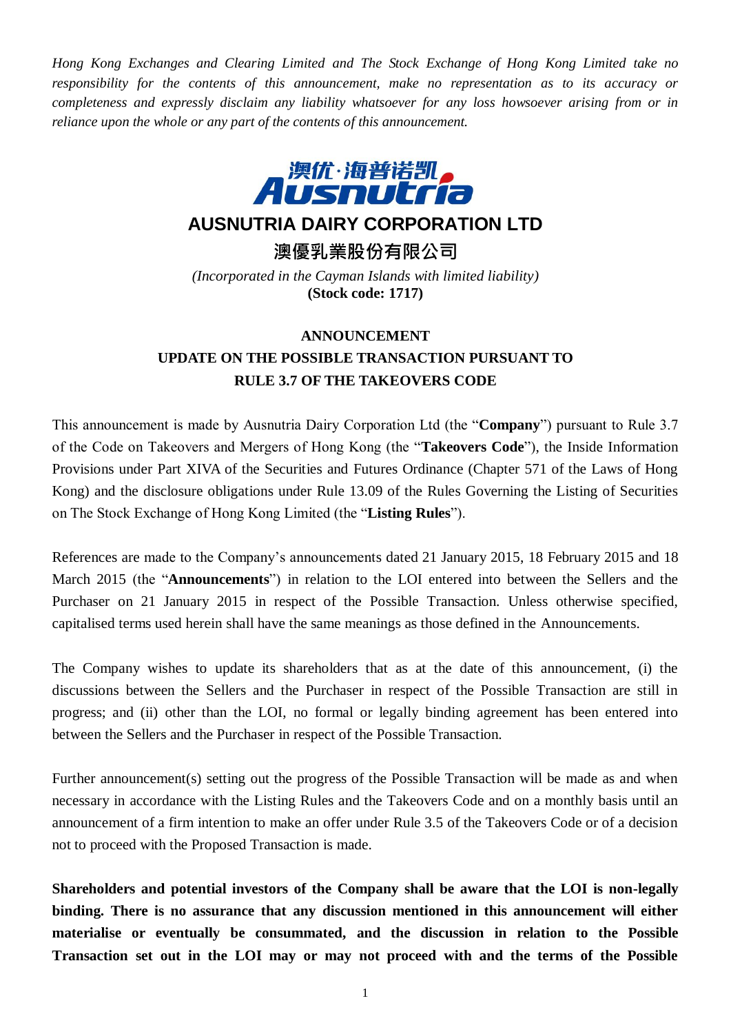*Hong Kong Exchanges and Clearing Limited and The Stock Exchange of Hong Kong Limited take no responsibility for the contents of this announcement, make no representation as to its accuracy or completeness and expressly disclaim any liability whatsoever for any loss howsoever arising from or in reliance upon the whole or any part of the contents of this announcement.*

# AUSNUTRIA DAIRY CORPORATION LTD

# 澳優乳業股份有限公司

*(Incorporated in the Cayman Islands with limited liability)*
**(Stock code: 1717)**

## ANNOUNCEMENT
## UPDATE ON THE POSSIBLE TRANSACTION PURSUANT TO RULE 3.7 OF THE TAKEOVERS CODE

This announcement is made by Ausnutria Dairy Corporation Ltd (the "**Company**") pursuant to Rule 3.7 of the Code on Takeovers and Mergers of Hong Kong (the "**Takeovers Code**"), the Inside Information Provisions under Part XIVA of the Securities and Futures Ordinance (Chapter 571 of the Laws of Hong Kong) and the disclosure obligations under Rule 13.09 of the Rules Governing the Listing of Securities on The Stock Exchange of Hong Kong Limited (the "**Listing Rules**").

References are made to the Company's announcements dated 21 January 2015, 18 February 2015 and 18 March 2015 (the "**Announcements**") in relation to the LOI entered into between the Sellers and the Purchaser on 21 January 2015 in respect of the Possible Transaction. Unless otherwise specified, capitalised terms used herein shall have the same meanings as those defined in the Announcements.

The Company wishes to update its shareholders that as at the date of this announcement, (i) the discussions between the Sellers and the Purchaser in respect of the Possible Transaction are still in progress; and (ii) other than the LOI, no formal or legally binding agreement has been entered into between the Sellers and the Purchaser in respect of the Possible Transaction.

Further announcement(s) setting out the progress of the Possible Transaction will be made as and when necessary in accordance with the Listing Rules and the Takeovers Code and on a monthly basis until an announcement of a firm intention to make an offer under Rule 3.5 of the Takeovers Code or of a decision not to proceed with the Proposed Transaction is made.

**Shareholders and potential investors of the Company shall be aware that the LOI is non-legally binding. There is no assurance that any discussion mentioned in this announcement will either materialise or eventually be consummated, and the discussion in relation to the Possible Transaction set out in the LOI may or may not proceed with and the terms of the Possible**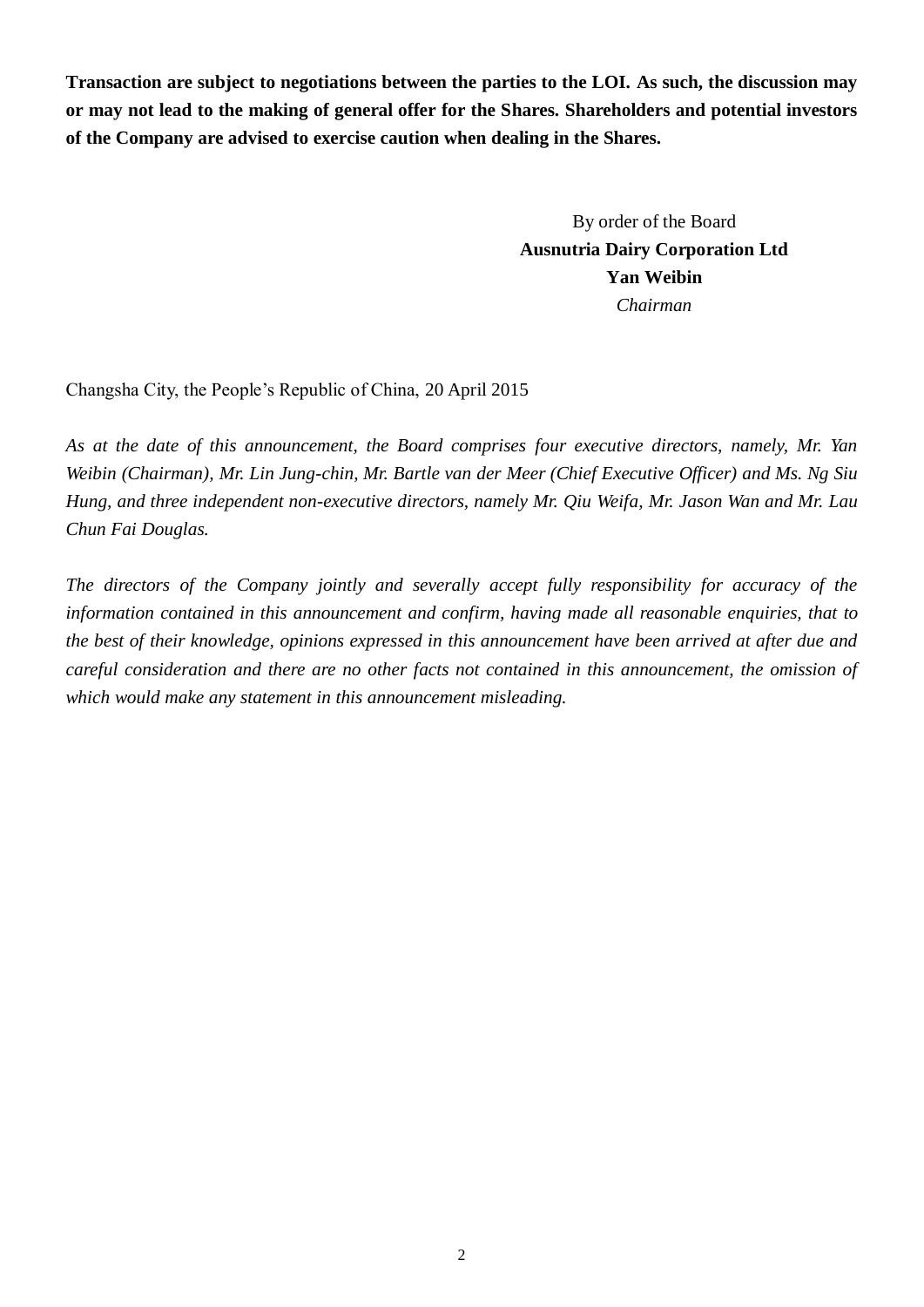**Transaction are subject to negotiations between the parties to the LOI. As such, the discussion may or may not lead to the making of general offer for the Shares. Shareholders and potential investors of the Company are advised to exercise caution when dealing in the Shares.**

By order of the Board
**Ausnutria Dairy Corporation Ltd**
**Yan Weibin**
*Chairman*

Changsha City, the People's Republic of China, 20 April 2015

*As at the date of this announcement, the Board comprises four executive directors, namely, Mr. Yan Weibin (Chairman), Mr. Lin Jung-chin, Mr. Bartle van der Meer (Chief Executive Officer) and Ms. Ng Siu Hung, and three independent non-executive directors, namely Mr. Qiu Weifa, Mr. Jason Wan and Mr. Lau Chun Fai Douglas.*

*The directors of the Company jointly and severally accept fully responsibility for accuracy of the information contained in this announcement and confirm, having made all reasonable enquiries, that to the best of their knowledge, opinions expressed in this announcement have been arrived at after due and careful consideration and there are no other facts not contained in this announcement, the omission of which would make any statement in this announcement misleading.*